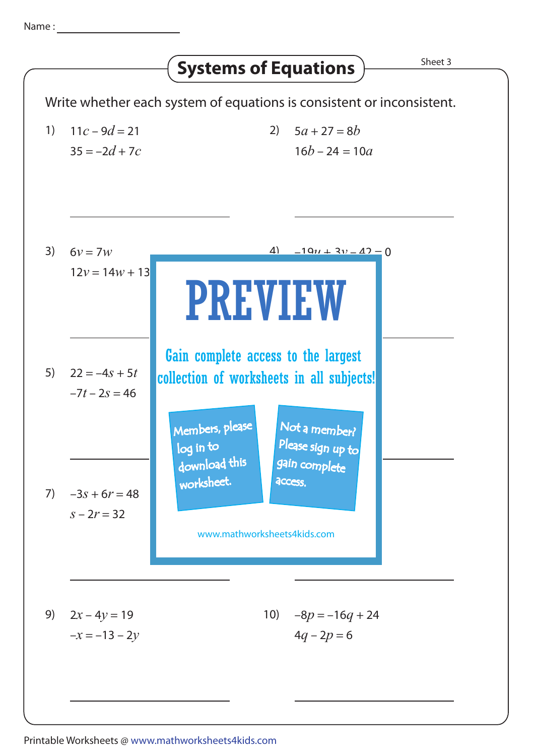Name : ____________________

# Systems of Equations

Sheet 3

Write whether each system of equations is consistent or inconsistent.

1) $11c - 9d = 21$
$35 = -2d + 7c$

____________________

2) $5a + 27 = 8b$
$16b - 24 = 10a$

____________________

3) $6v = 7w$
$12v = 14w + 13$

____________________

4) $-19u + 3v - 42 = 0$

____________________

5) $22 = -4s + 5t$
$-7t - 2s = 46$

____________________

____________________

7) $-3s + 6r = 48$
$s - 2r = 32$

____________________

____________________

PREVIEW

Gain complete access to the largest collection of worksheets in all subjects!

Members, please log in to download this worksheet.

Not a member? Please sign up to gain complete access.

www.mathworksheets4kids.com

9) $2x - 4y = 19$
$-x = -13 - 2y$

____________________

10) $-8p = -16q + 24$
$4q - 2p = 6$

____________________

Printable Worksheets @ www.mathworksheets4kids.com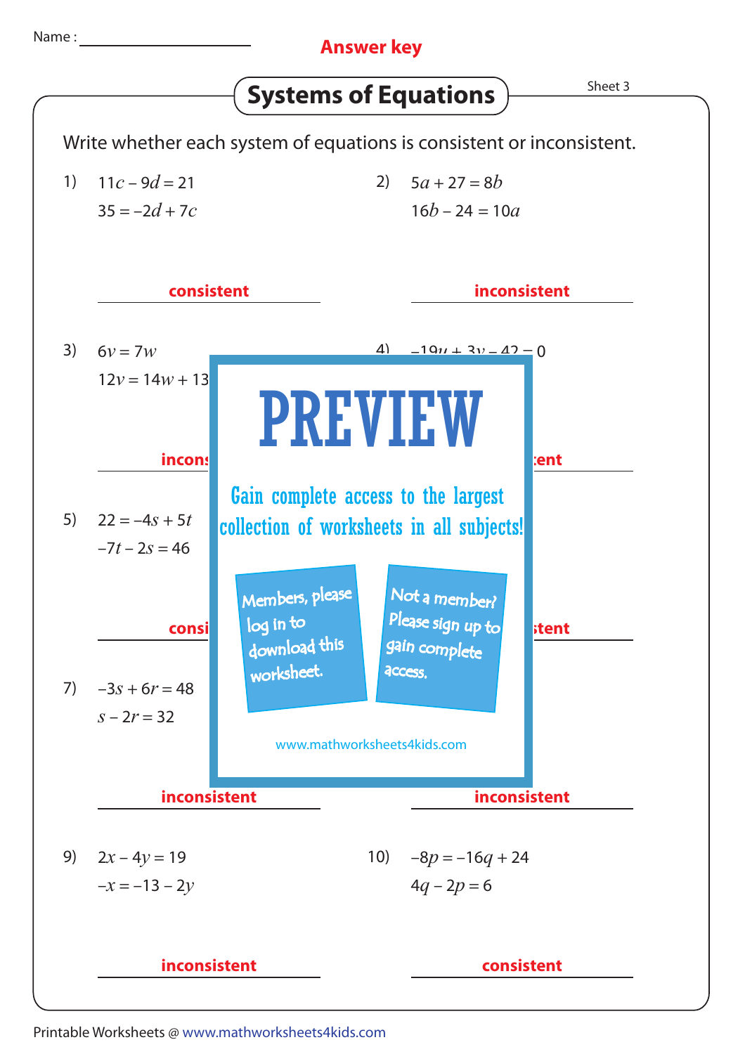Name : ____________________

**Answer key**

# Systems of Equations

Sheet 3

Write whether each system of equations is consistent or inconsistent.

1) $11c - 9d = 21$
$35 = -2d + 7c$

**consistent**

2) $5a + 27 = 8b$
$16b - 24 = 10a$

**inconsistent**

3) $6v = 7w$
$12v = 14w + 13$

**incons**

4) $-19u + 3v - 42 = 0$

**tent**

5) $22 = -4s + 5t$
$-7t - 2s = 46$

**consi**

**stent**

7) $-3s + 6r = 48$
$s - 2r = 32$

**inconsistent**

**inconsistent**

9) $2x - 4y = 19$
$-x = -13 - 2y$

**inconsistent**

10) $-8p = -16q + 24$
$4q - 2p = 6$

**consistent**

PREVIEW

Gain complete access to the largest collection of worksheets in all subjects!

Members, please log in to download this worksheet.

Not a member? Please sign up to gain complete access.

www.mathworksheets4kids.com

Printable Worksheets @ www.mathworksheets4kids.com